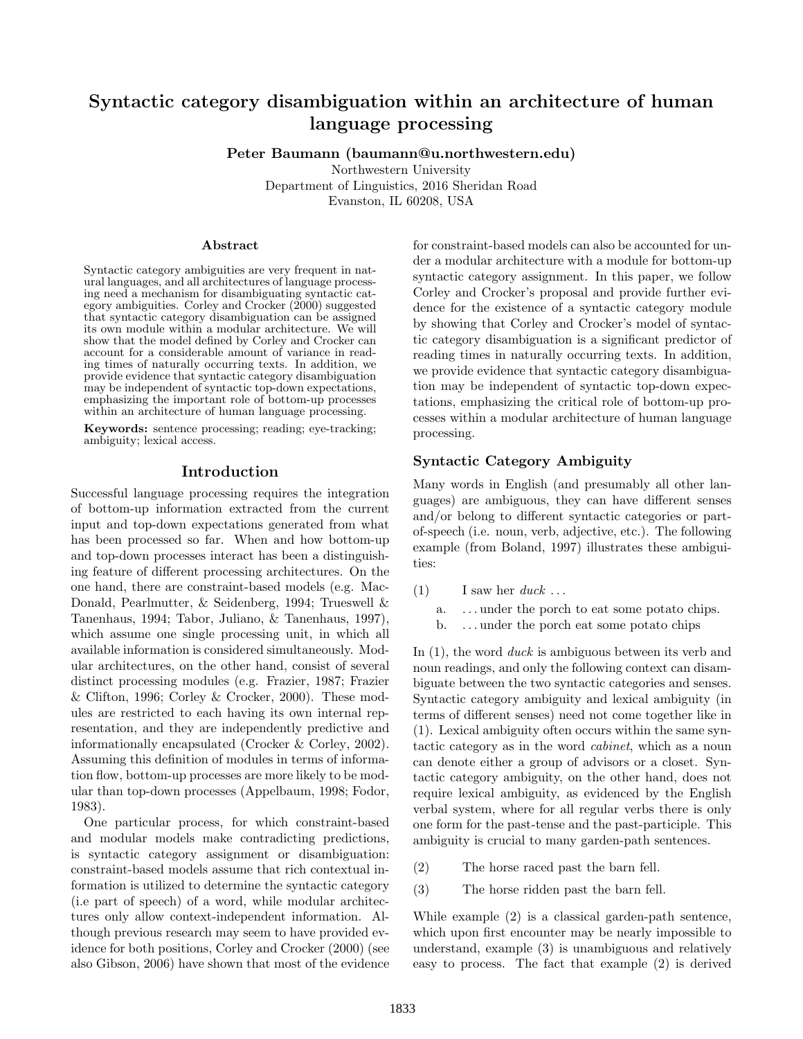# Syntactic category disambiguation within an architecture of human language processing

**Peter Baumann (baumann@u.northwestern.edu)**
Northwestern University
Department of Linguistics, 2016 Sheridan Road
Evanston, IL 60208, USA

## Abstract

Syntactic category ambiguities are very frequent in natural languages, and all architectures of language processing need a mechanism for disambiguating syntactic category ambiguities. Corley and Crocker (2000) suggested that syntactic category disambiguation can be assigned its own module within a modular architecture. We will show that the model defined by Corley and Crocker can account for a considerable amount of variance in reading times of naturally occurring texts. In addition, we provide evidence that syntactic category disambiguation may be independent of syntactic top-down expectations, emphasizing the important role of bottom-up processes within an architecture of human language processing.

**Keywords:** sentence processing; reading; eye-tracking; ambiguity; lexical access.

## Introduction

Successful language processing requires the integration of bottom-up information extracted from the current input and top-down expectations generated from what has been processed so far. When and how bottom-up and top-down processes interact has been a distinguishing feature of different processing architectures. On the one hand, there are constraint-based models (e.g. MacDonald, Pearlmutter, & Seidenberg, 1994; Trueswell & Tanenhaus, 1994; Tabor, Juliano, & Tanenhaus, 1997), which assume one single processing unit, in which all available information is considered simultaneously. Modular architectures, on the other hand, consist of several distinct processing modules (e.g. Frazier, 1987; Frazier & Clifton, 1996; Corley & Crocker, 2000). These modules are restricted to each having its own internal representation, and they are independently predictive and informationally encapsulated (Crocker & Corley, 2002). Assuming this definition of modules in terms of information flow, bottom-up processes are more likely to be modular than top-down processes (Appelbaum, 1998; Fodor, 1983).

One particular process, for which constraint-based and modular models make contradicting predictions, is syntactic category assignment or disambiguation: constraint-based models assume that rich contextual information is utilized to determine the syntactic category (i.e part of speech) of a word, while modular architectures only allow context-independent information. Although previous research may seem to have provided evidence for both positions, Corley and Crocker (2000) (see also Gibson, 2006) have shown that most of the evidence for constraint-based models can also be accounted for under a modular architecture with a module for bottom-up syntactic category assignment. In this paper, we follow Corley and Crocker's proposal and provide further evidence for the existence of a syntactic category module by showing that Corley and Crocker's model of syntactic category disambiguation is a significant predictor of reading times in naturally occurring texts. In addition, we provide evidence that syntactic category disambiguation may be independent of syntactic top-down expectations, emphasizing the critical role of bottom-up processes within a modular architecture of human language processing.

### Syntactic Category Ambiguity

Many words in English (and presumably all other languages) are ambiguous, they can have different senses and/or belong to different syntactic categories or part-of-speech (i.e. noun, verb, adjective, etc.). The following example (from Boland, 1997) illustrates these ambiguities:

(1) I saw her *duck* ...
  a. ... under the porch to eat some potato chips.
  b. ... under the porch eat some potato chips

In (1), the word *duck* is ambiguous between its verb and noun readings, and only the following context can disambiguate between the two syntactic categories and senses. Syntactic category ambiguity and lexical ambiguity (in terms of different senses) need not come together like in (1). Lexical ambiguity often occurs within the same syntactic category as in the word *cabinet*, which as a noun can denote either a group of advisors or a closet. Syntactic category ambiguity, on the other hand, does not require lexical ambiguity, as evidenced by the English verbal system, where for all regular verbs there is only one form for the past-tense and the past-participle. This ambiguity is crucial to many garden-path sentences.

(2) The horse raced past the barn fell.

(3) The horse ridden past the barn fell.

While example (2) is a classical garden-path sentence, which upon first encounter may be nearly impossible to understand, example (3) is unambiguous and relatively easy to process. The fact that example (2) is derived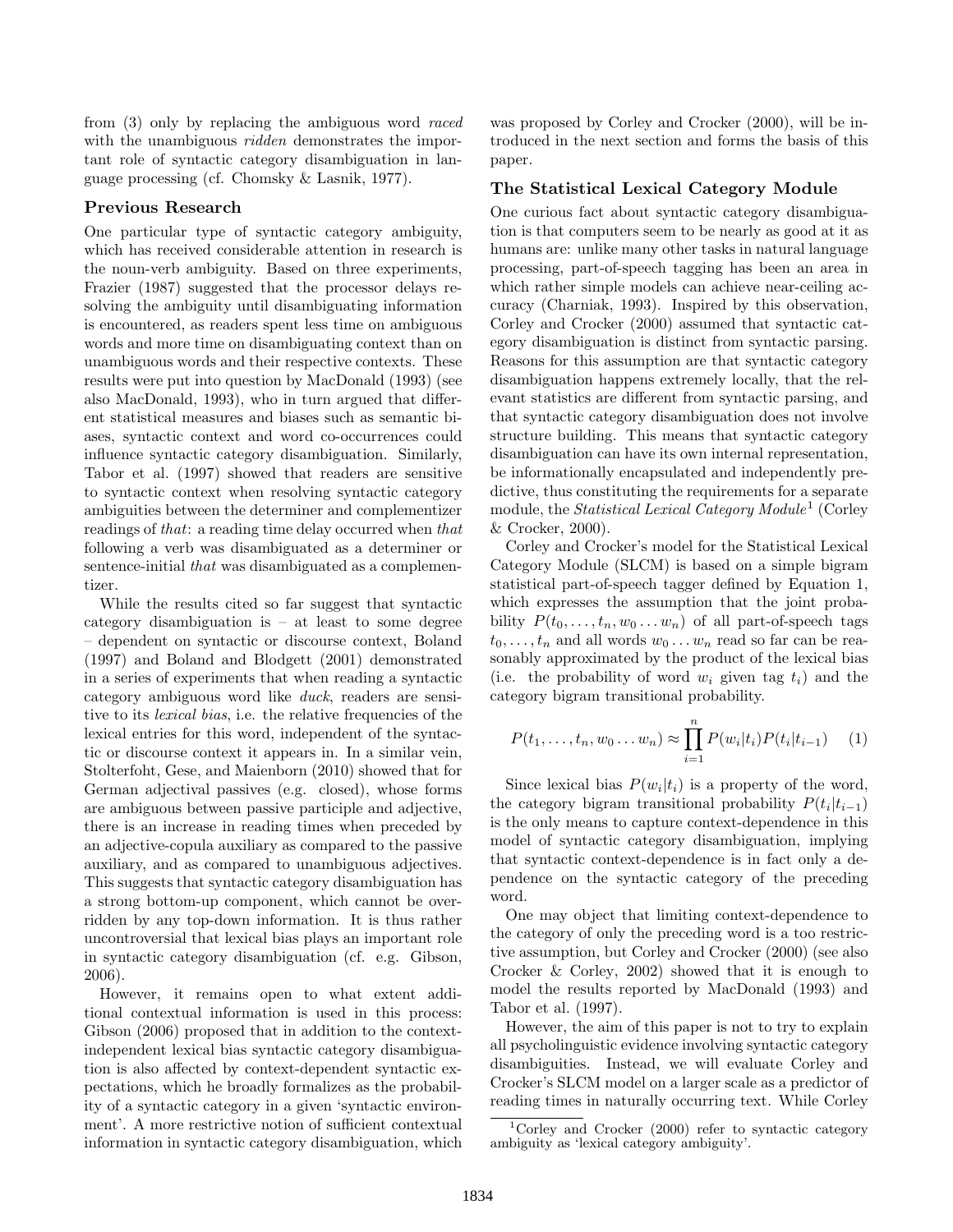from (3) only by replacing the ambiguous word *raced* with the unambiguous *ridden* demonstrates the important role of syntactic category disambiguation in language processing (cf. Chomsky & Lasnik, 1977).

## Previous Research

One particular type of syntactic category ambiguity, which has received considerable attention in research is the noun-verb ambiguity. Based on three experiments, Frazier (1987) suggested that the processor delays resolving the ambiguity until disambiguating information is encountered, as readers spent less time on ambiguous words and more time on disambiguating context than on unambiguous words and their respective contexts. These results were put into question by MacDonald (1993) (see also MacDonald, 1993), who in turn argued that different statistical measures and biases such as semantic biases, syntactic context and word co-occurrences could influence syntactic category disambiguation. Similarly, Tabor et al. (1997) showed that readers are sensitive to syntactic context when resolving syntactic category ambiguities between the determiner and complementizer readings of *that*: a reading time delay occurred when *that* following a verb was disambiguated as a determiner or sentence-initial *that* was disambiguated as a complementizer.

While the results cited so far suggest that syntactic category disambiguation is – at least to some degree – dependent on syntactic or discourse context, Boland (1997) and Boland and Blodgett (2001) demonstrated in a series of experiments that when reading a syntactic category ambiguous word like *duck*, readers are sensitive to its *lexical bias*, i.e. the relative frequencies of the lexical entries for this word, independent of the syntactic or discourse context it appears in. In a similar vein, Stolterfoht, Gese, and Maienborn (2010) showed that for German adjectival passives (e.g. closed), whose forms are ambiguous between passive participle and adjective, there is an increase in reading times when preceded by an adjective-copula auxiliary as compared to the passive auxiliary, and as compared to unambiguous adjectives. This suggests that syntactic category disambiguation has a strong bottom-up component, which cannot be overridden by any top-down information. It is thus rather uncontroversial that lexical bias plays an important role in syntactic category disambiguation (cf. e.g. Gibson, 2006).

However, it remains open to what extent additional contextual information is used in this process: Gibson (2006) proposed that in addition to the context-independent lexical bias syntactic category disambiguation is also affected by context-dependent syntactic expectations, which he broadly formalizes as the probability of a syntactic category in a given 'syntactic environment'. A more restrictive notion of sufficient contextual information in syntactic category disambiguation, which was proposed by Corley and Crocker (2000), will be introduced in the next section and forms the basis of this paper.

## The Statistical Lexical Category Module

One curious fact about syntactic category disambiguation is that computers seem to be nearly as good at it as humans are: unlike many other tasks in natural language processing, part-of-speech tagging has been an area in which rather simple models can achieve near-ceiling accuracy (Charniak, 1993). Inspired by this observation, Corley and Crocker (2000) assumed that syntactic category disambiguation is distinct from syntactic parsing. Reasons for this assumption are that syntactic category disambiguation happens extremely locally, that the relevant statistics are different from syntactic parsing, and that syntactic category disambiguation does not involve structure building. This means that syntactic category disambiguation can have its own internal representation, be informationally encapsulated and independently predictive, thus constituting the requirements for a separate module, the *Statistical Lexical Category Module*[1] (Corley & Crocker, 2000).

Corley and Crocker's model for the Statistical Lexical Category Module (SLCM) is based on a simple bigram statistical part-of-speech tagger defined by Equation 1, which expresses the assumption that the joint probability $P(t_0, \ldots, t_n, w_0 \ldots w_n)$ of all part-of-speech tags $t_0, \ldots, t_n$ and all words $w_0 \ldots w_n$ read so far can be reasonably approximated by the product of the lexical bias (i.e. the probability of word $w_i$ given tag $t_i$) and the category bigram transitional probability.

$$P(t_1, \ldots, t_n, w_0 \ldots w_n) \approx \prod_{i=1}^{n} P(w_i|t_i) P(t_i|t_{i-1}) \qquad (1)$$

Since lexical bias $P(w_i|t_i)$ is a property of the word, the category bigram transitional probability $P(t_i|t_{i-1})$ is the only means to capture context-dependence in this model of syntactic category disambiguation, implying that syntactic context-dependence is in fact only a dependence on the syntactic category of the preceding word.

One may object that limiting context-dependence to the category of only the preceding word is a too restrictive assumption, but Corley and Crocker (2000) (see also Crocker & Corley, 2002) showed that it is enough to model the results reported by MacDonald (1993) and Tabor et al. (1997).

However, the aim of this paper is not to try to explain all psycholinguistic evidence involving syntactic category disambiguities. Instead, we will evaluate Corley and Crocker's SLCM model on a larger scale as a predictor of reading times in naturally occurring text. While Corley

[1] Corley and Crocker (2000) refer to syntactic category ambiguity as 'lexical category ambiguity'.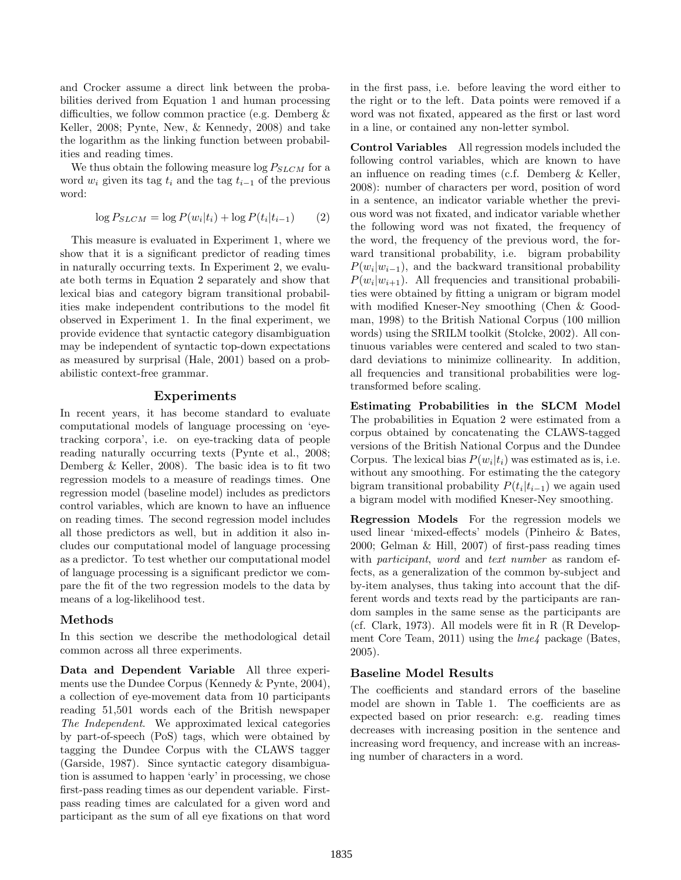and Crocker assume a direct link between the probabilities derived from Equation 1 and human processing difficulties, we follow common practice (e.g. Demberg & Keller, 2008; Pynte, New, & Kennedy, 2008) and take the logarithm as the linking function between probabilities and reading times.

We thus obtain the following measure $\log P_{SLCM}$ for a word $w_i$ given its tag $t_i$ and the tag $t_{i-1}$ of the previous word:

$$\log P_{SLCM} = \log P(w_i|t_i) + \log P(t_i|t_{i-1}) \qquad (2)$$

This measure is evaluated in Experiment 1, where we show that it is a significant predictor of reading times in naturally occurring texts. In Experiment 2, we evaluate both terms in Equation 2 separately and show that lexical bias and category bigram transitional probabilities make independent contributions to the model fit observed in Experiment 1. In the final experiment, we provide evidence that syntactic category disambiguation may be independent of syntactic top-down expectations as measured by surprisal (Hale, 2001) based on a probabilistic context-free grammar.

## Experiments

In recent years, it has become standard to evaluate computational models of language processing on 'eye-tracking corpora', i.e. on eye-tracking data of people reading naturally occurring texts (Pynte et al., 2008; Demberg & Keller, 2008). The basic idea is to fit two regression models to a measure of readings times. One regression model (baseline model) includes as predictors control variables, which are known to have an influence on reading times. The second regression model includes all those predictors as well, but in addition it also includes our computational model of language processing as a predictor. To test whether our computational model of language processing is a significant predictor we compare the fit of the two regression models to the data by means of a log-likelihood test.

### Methods

In this section we describe the methodological detail common across all three experiments.

**Data and Dependent Variable** All three experiments use the Dundee Corpus (Kennedy & Pynte, 2004), a collection of eye-movement data from 10 participants reading 51,501 words each of the British newspaper *The Independent*. We approximated lexical categories by part-of-speech (PoS) tags, which were obtained by tagging the Dundee Corpus with the CLAWS tagger (Garside, 1987). Since syntactic category disambiguation is assumed to happen 'early' in processing, we chose first-pass reading times as our dependent variable. First-pass reading times are calculated for a given word and participant as the sum of all eye fixations on that word in the first pass, i.e. before leaving the word either to the right or to the left. Data points were removed if a word was not fixated, appeared as the first or last word in a line, or contained any non-letter symbol.

**Control Variables** All regression models included the following control variables, which are known to have an influence on reading times (c.f. Demberg & Keller, 2008): number of characters per word, position of word in a sentence, an indicator variable whether the previous word was not fixated, and indicator variable whether the following word was not fixated, the frequency of the word, the frequency of the previous word, the forward transitional probability, i.e. bigram probability $P(w_i|w_{i-1})$, and the backward transitional probability $P(w_i|w_{i+1})$. All frequencies and transitional probabilities were obtained by fitting a unigram or bigram model with modified Kneser-Ney smoothing (Chen & Goodman, 1998) to the British National Corpus (100 million words) using the SRILM toolkit (Stolcke, 2002). All continuous variables were centered and scaled to two standard deviations to minimize collinearity. In addition, all frequencies and transitional probabilities were log-transformed before scaling.

**Estimating Probabilities in the SLCM Model** The probabilities in Equation 2 were estimated from a corpus obtained by concatenating the CLAWS-tagged versions of the British National Corpus and the Dundee Corpus. The lexical bias $P(w_i|t_i)$ was estimated as is, i.e. without any smoothing. For estimating the the category bigram transitional probability $P(t_i|t_{i-1})$ we again used a bigram model with modified Kneser-Ney smoothing.

**Regression Models** For the regression models we used linear 'mixed-effects' models (Pinheiro & Bates, 2000; Gelman & Hill, 2007) of first-pass reading times with *participant*, *word* and *text number* as random effects, as a generalization of the common by-subject and by-item analyses, thus taking into account that the different words and texts read by the participants are random samples in the same sense as the participants are (cf. Clark, 1973). All models were fit in R (R Development Core Team, 2011) using the *lme4* package (Bates, 2005).

### Baseline Model Results

The coefficients and standard errors of the baseline model are shown in Table 1. The coefficients are as expected based on prior research: e.g. reading times decreases with increasing position in the sentence and increasing word frequency, and increase with an increasing number of characters in a word.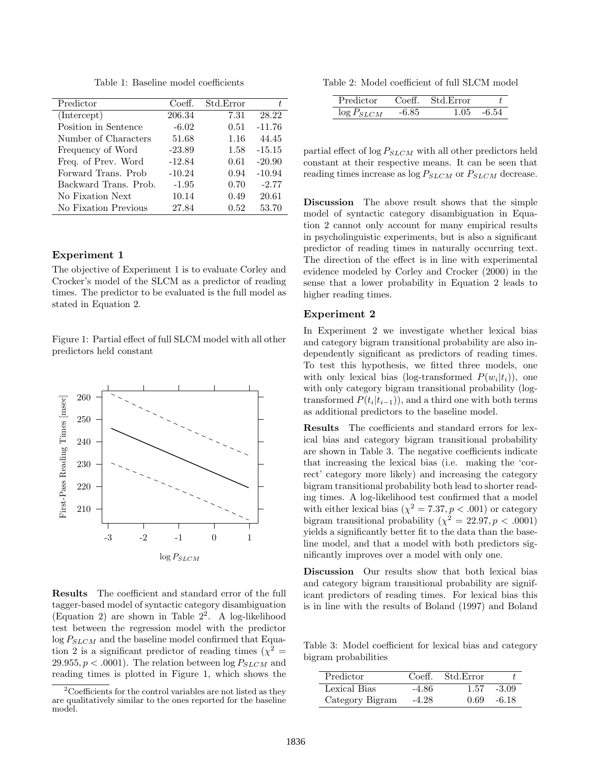Table 1: Baseline model coefficients

| Predictor | Coeff. | Std.Error | $t$ |
|---|---|---|---|
| (Intercept) | 206.34 | 7.31 | 28.22 |
| Position in Sentence | -6.02 | 0.51 | -11.76 |
| Number of Characters | 51.68 | 1.16 | 44.45 |
| Frequency of Word | -23.89 | 1.58 | -15.15 |
| Freq. of Prev. Word | -12.84 | 0.61 | -20.90 |
| Forward Trans. Prob | -10.24 | 0.94 | -10.94 |
| Backward Trans. Prob. | -1.95 | 0.70 | -2.77 |
| No Fixation Next | 10.14 | 0.49 | 20.61 |
| No Fixation Previous | 27.84 | 0.52 | 53.70 |

## Experiment 1

The objective of Experiment 1 is to evaluate Corley and Crocker's model of the SLCM as a predictor of reading times. The predictor to be evaluated is the full model as stated in Equation 2.

Figure 1: Partial effect of full SLCM model with all other predictors held constant

**Results** The coefficient and standard error of the full tagger-based model of syntactic category disambiguation (Equation 2) are shown in Table 2[2]. A log-likelihood test between the regression model with the predictor $\log P_{SLCM}$ and the baseline model confirmed that Equation 2 is a significant predictor of reading times ($\chi^2 = 29.955, p < .0001$). The relation between $\log P_{SLCM}$ and reading times is plotted in Figure 1, which shows the partial effect of $\log P_{SLCM}$ with all other predictors held constant at their respective means. It can be seen that reading times increase as $\log P_{SLCM}$ or $P_{SLCM}$ decrease.

[2]Coefficients for the control variables are not listed as they are qualitatively similar to the ones reported for the baseline model.

Table 2: Model coefficient of full SLCM model

| Predictor | Coeff. | Std.Error | $t$ |
|---|---|---|---|
| $\log P_{SLCM}$ | -6.85 | 1.05 | -6.54 |

**Discussion** The above result shows that the simple model of syntactic category disambiguation in Equation 2 cannot only account for many empirical results in psycholinguistic experiments, but is also a significant predictor of reading times in naturally occurring text. The direction of the effect is in line with experimental evidence modeled by Corley and Crocker (2000) in the sense that a lower probability in Equation 2 leads to higher reading times.

## Experiment 2

In Experiment 2 we investigate whether lexical bias and category bigram transitional probability are also independently significant as predictors of reading times. To test this hypothesis, we fitted three models, one with only lexical bias (log-transformed $P(w_i|t_i)$), one with only category bigram transitional probability (log-transformed $P(t_i|t_{i-1})$), and a third one with both terms as additional predictors to the baseline model.

**Results** The coefficients and standard errors for lexical bias and category bigram transitional probability are shown in Table 3. The negative coefficients indicate that increasing the lexical bias (i.e. making the 'correct' category more likely) and increasing the category bigram transitional probability both lead to shorter reading times. A log-likelihood test confirmed that a model with either lexical bias ($\chi^2 = 7.37, p < .001$) or category bigram transitional probability ($\chi^2 = 22.97, p < .0001$) yields a significantly better fit to the data than the baseline model, and that a model with both predictors significantly improves over a model with only one.

**Discussion** Our results show that both lexical bias and category bigram transitional probability are significant predictors of reading times. For lexical bias this is in line with the results of Boland (1997) and Boland

Table 3: Model coefficient for lexical bias and category bigram probabilities

| Predictor | Coeff. | Std.Error | $t$ |
|---|---|---|---|
| Lexical Bias | -4.86 | 1.57 | -3.09 |
| Category Bigram | -4.28 | 0.69 | -6.18 |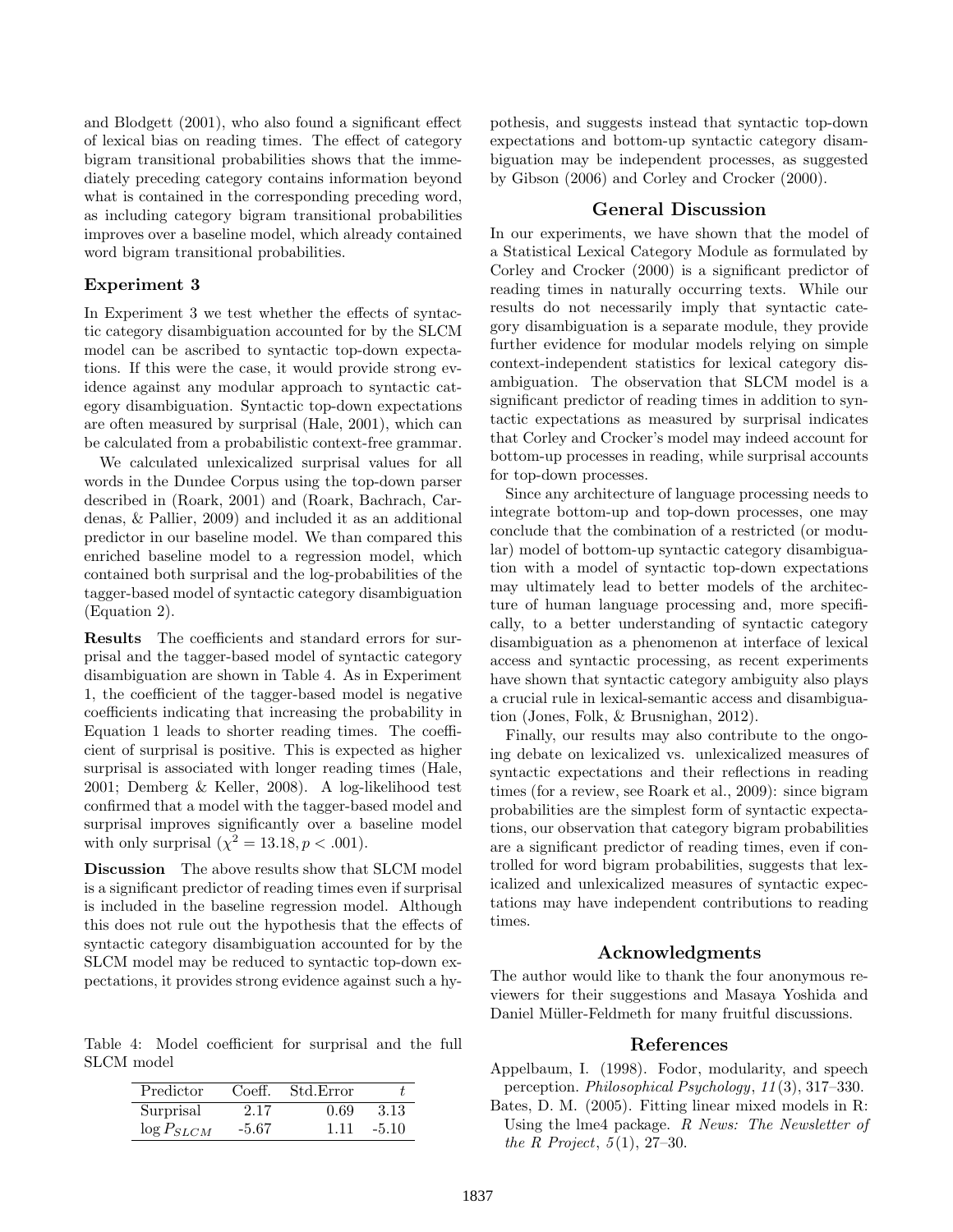and Blodgett (2001), who also found a significant effect of lexical bias on reading times. The effect of category bigram transitional probabilities shows that the immediately preceding category contains information beyond what is contained in the corresponding preceding word, as including category bigram transitional probabilities improves over a baseline model, which already contained word bigram transitional probabilities.

### Experiment 3

In Experiment 3 we test whether the effects of syntactic category disambiguation accounted for by the SLCM model can be ascribed to syntactic top-down expectations. If this were the case, it would provide strong evidence against any modular approach to syntactic category disambiguation. Syntactic top-down expectations are often measured by surprisal (Hale, 2001), which can be calculated from a probabilistic context-free grammar.

We calculated unlexicalized surprisal values for all words in the Dundee Corpus using the top-down parser described in (Roark, 2001) and (Roark, Bachrach, Cardenas, & Pallier, 2009) and included it as an additional predictor in our baseline model. We than compared this enriched baseline model to a regression model, which contained both surprisal and the log-probabilities of the tagger-based model of syntactic category disambiguation (Equation 2).

**Results** The coefficients and standard errors for surprisal and the tagger-based model of syntactic category disambiguation are shown in Table 4. As in Experiment 1, the coefficient of the tagger-based model is negative coefficients indicating that increasing the probability in Equation 1 leads to shorter reading times. The coefficient of surprisal is positive. This is expected as higher surprisal is associated with longer reading times (Hale, 2001; Demberg & Keller, 2008). A log-likelihood test confirmed that a model with the tagger-based model and surprisal improves significantly over a baseline model with only surprisal ($\chi^2 = 13.18, p < .001$).

**Discussion** The above results show that SLCM model is a significant predictor of reading times even if surprisal is included in the baseline regression model. Although this does not rule out the hypothesis that the effects of syntactic category disambiguation accounted for by the SLCM model may be reduced to syntactic top-down expectations, it provides strong evidence against such a hypothesis, and suggests instead that syntactic top-down expectations and bottom-up syntactic category disambiguation may be independent processes, as suggested by Gibson (2006) and Corley and Crocker (2000).

Table 4: Model coefficient for surprisal and the full SLCM model

| Predictor | Coeff. | Std.Error | $t$ |
|---|---|---|---|
| Surprisal | 2.17 | 0.69 | 3.13 |
| $\log P_{SLCM}$ | -5.67 | 1.11 | -5.10 |

## General Discussion

In our experiments, we have shown that the model of a Statistical Lexical Category Module as formulated by Corley and Crocker (2000) is a significant predictor of reading times in naturally occurring texts. While our results do not necessarily imply that syntactic category disambiguation is a separate module, they provide further evidence for modular models relying on simple context-independent statistics for lexical category disambiguation. The observation that SLCM model is a significant predictor of reading times in addition to syntactic expectations as measured by surprisal indicates that Corley and Crocker's model may indeed account for bottom-up processes in reading, while surprisal accounts for top-down processes.

Since any architecture of language processing needs to integrate bottom-up and top-down processes, one may conclude that the combination of a restricted (or modular) model of bottom-up syntactic category disambiguation with a model of syntactic top-down expectations may ultimately lead to better models of the architecture of human language processing and, more specifically, to a better understanding of syntactic category disambiguation as a phenomenon at interface of lexical access and syntactic processing, as recent experiments have shown that syntactic category ambiguity also plays a crucial rule in lexical-semantic access and disambiguation (Jones, Folk, & Brusnighan, 2012).

Finally, our results may also contribute to the ongoing debate on lexicalized vs. unlexicalized measures of syntactic expectations and their reflections in reading times (for a review, see Roark et al., 2009): since bigram probabilities are the simplest form of syntactic expectations, our observation that category bigram probabilities are a significant predictor of reading times, even if controlled for word bigram probabilities, suggests that lexicalized and unlexicalized measures of syntactic expectations may have independent contributions to reading times.

## Acknowledgments

The author would like to thank the four anonymous reviewers for their suggestions and Masaya Yoshida and Daniel Müller-Feldmeth for many fruitful discussions.

## References

Appelbaum, I. (1998). Fodor, modularity, and speech perception. *Philosophical Psychology*, *11*(3), 317–330.

Bates, D. M. (2005). Fitting linear mixed models in R: Using the lme4 package. *R News: The Newsletter of the R Project*, *5*(1), 27–30.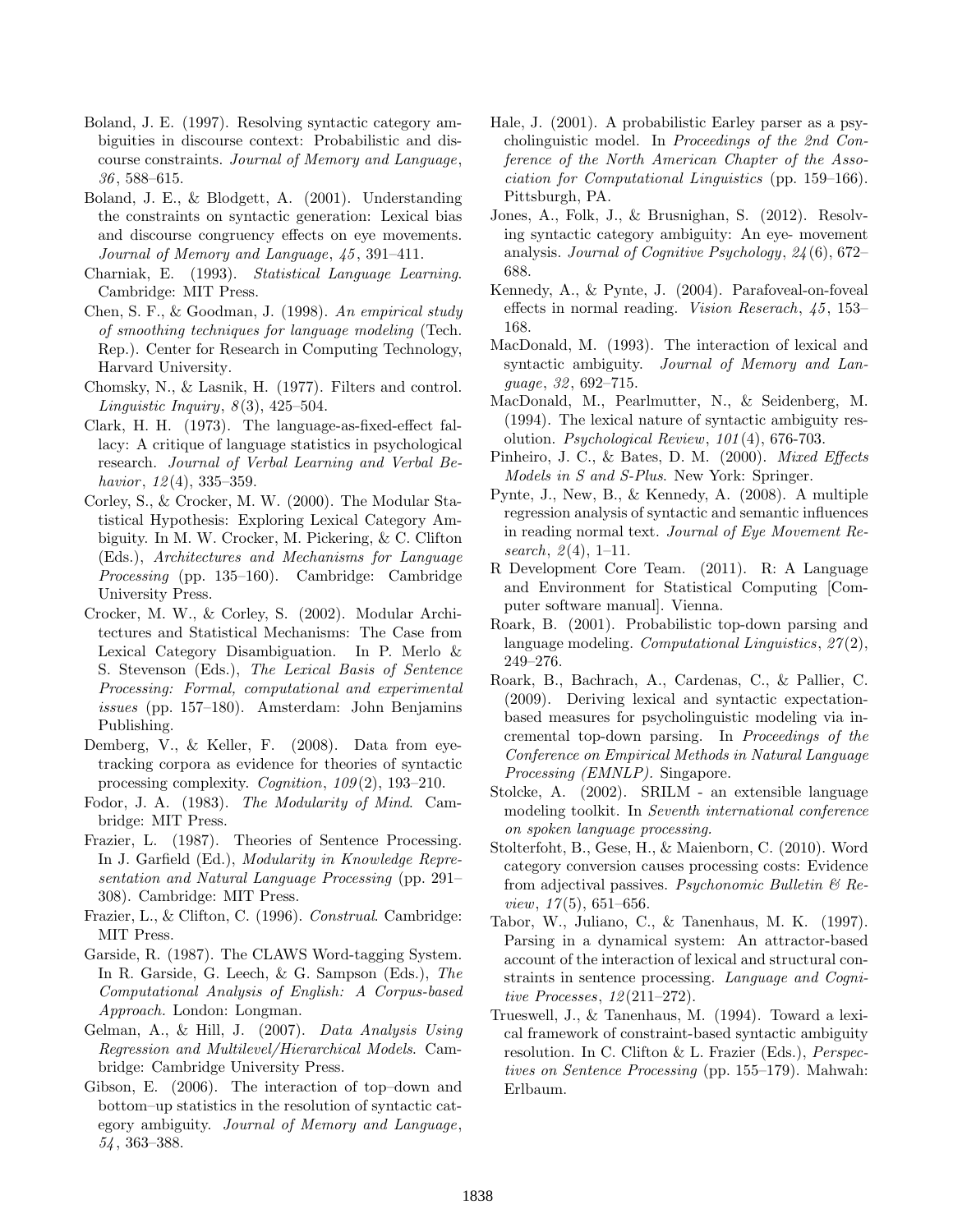Boland, J. E. (1997). Resolving syntactic category ambiguities in discourse context: Probabilistic and discourse constraints. *Journal of Memory and Language*, *36*, 588–615.

Boland, J. E., & Blodgett, A. (2001). Understanding the constraints on syntactic generation: Lexical bias and discourse congruency effects on eye movements. *Journal of Memory and Language*, *45*, 391–411.

Charniak, E. (1993). *Statistical Language Learning*. Cambridge: MIT Press.

Chen, S. F., & Goodman, J. (1998). *An empirical study of smoothing techniques for language modeling* (Tech. Rep.). Center for Research in Computing Technology, Harvard University.

Chomsky, N., & Lasnik, H. (1977). Filters and control. *Linguistic Inquiry*, *8*(3), 425–504.

Clark, H. H. (1973). The language-as-fixed-effect fallacy: A critique of language statistics in psychological research. *Journal of Verbal Learning and Verbal Behavior*, *12*(4), 335–359.

Corley, S., & Crocker, M. W. (2000). The Modular Statistical Hypothesis: Exploring Lexical Category Ambiguity. In M. W. Crocker, M. Pickering, & C. Clifton (Eds.), *Architectures and Mechanisms for Language Processing* (pp. 135–160). Cambridge: Cambridge University Press.

Crocker, M. W., & Corley, S. (2002). Modular Architectures and Statistical Mechanisms: The Case from Lexical Category Disambiguation. In P. Merlo & S. Stevenson (Eds.), *The Lexical Basis of Sentence Processing: Formal, computational and experimental issues* (pp. 157–180). Amsterdam: John Benjamins Publishing.

Demberg, V., & Keller, F. (2008). Data from eyetracking corpora as evidence for theories of syntactic processing complexity. *Cognition*, *109*(2), 193–210.

Fodor, J. A. (1983). *The Modularity of Mind*. Cambridge: MIT Press.

Frazier, L. (1987). Theories of Sentence Processing. In J. Garfield (Ed.), *Modularity in Knowledge Representation and Natural Language Processing* (pp. 291–308). Cambridge: MIT Press.

Frazier, L., & Clifton, C. (1996). *Construal*. Cambridge: MIT Press.

Garside, R. (1987). The CLAWS Word-tagging System. In R. Garside, G. Leech, & G. Sampson (Eds.), *The Computational Analysis of English: A Corpus-based Approach.* London: Longman.

Gelman, A., & Hill, J. (2007). *Data Analysis Using Regression and Multilevel/Hierarchical Models*. Cambridge: Cambridge University Press.

Gibson, E. (2006). The interaction of top–down and bottom–up statistics in the resolution of syntactic category ambiguity. *Journal of Memory and Language*, *54*, 363–388.

Hale, J. (2001). A probabilistic Earley parser as a psycholinguistic model. In *Proceedings of the 2nd Conference of the North American Chapter of the Association for Computational Linguistics* (pp. 159–166). Pittsburgh, PA.

Jones, A., Folk, J., & Brusnighan, S. (2012). Resolving syntactic category ambiguity: An eye- movement analysis. *Journal of Cognitive Psychology*, *24*(6), 672–688.

Kennedy, A., & Pynte, J. (2004). Parafoveal-on-foveal effects in normal reading. *Vision Reserach*, *45*, 153–168.

MacDonald, M. (1993). The interaction of lexical and syntactic ambiguity. *Journal of Memory and Language*, *32*, 692–715.

MacDonald, M., Pearlmutter, N., & Seidenberg, M. (1994). The lexical nature of syntactic ambiguity resolution. *Psychological Review*, *101*(4), 676-703.

Pinheiro, J. C., & Bates, D. M. (2000). *Mixed Effects Models in S and S-Plus*. New York: Springer.

Pynte, J., New, B., & Kennedy, A. (2008). A multiple regression analysis of syntactic and semantic influences in reading normal text. *Journal of Eye Movement Research*, *2*(4), 1–11.

R Development Core Team. (2011). R: A Language and Environment for Statistical Computing [Computer software manual]. Vienna.

Roark, B. (2001). Probabilistic top-down parsing and language modeling. *Computational Linguistics*, *27*(2), 249–276.

Roark, B., Bachrach, A., Cardenas, C., & Pallier, C. (2009). Deriving lexical and syntactic expectation-based measures for psycholinguistic modeling via incremental top-down parsing. In *Proceedings of the Conference on Empirical Methods in Natural Language Processing (EMNLP).* Singapore.

Stolcke, A. (2002). SRILM - an extensible language modeling toolkit. In *Seventh international conference on spoken language processing.*

Stolterfoht, B., Gese, H., & Maienborn, C. (2010). Word category conversion causes processing costs: Evidence from adjectival passives. *Psychonomic Bulletin & Review*, *17*(5), 651–656.

Tabor, W., Juliano, C., & Tanenhaus, M. K. (1997). Parsing in a dynamical system: An attractor-based account of the interaction of lexical and structural constraints in sentence processing. *Language and Cognitive Processes*, *12*(211–272).

Trueswell, J., & Tanenhaus, M. (1994). Toward a lexical framework of constraint-based syntactic ambiguity resolution. In C. Clifton & L. Frazier (Eds.), *Perspectives on Sentence Processing* (pp. 155–179). Mahwah: Erlbaum.